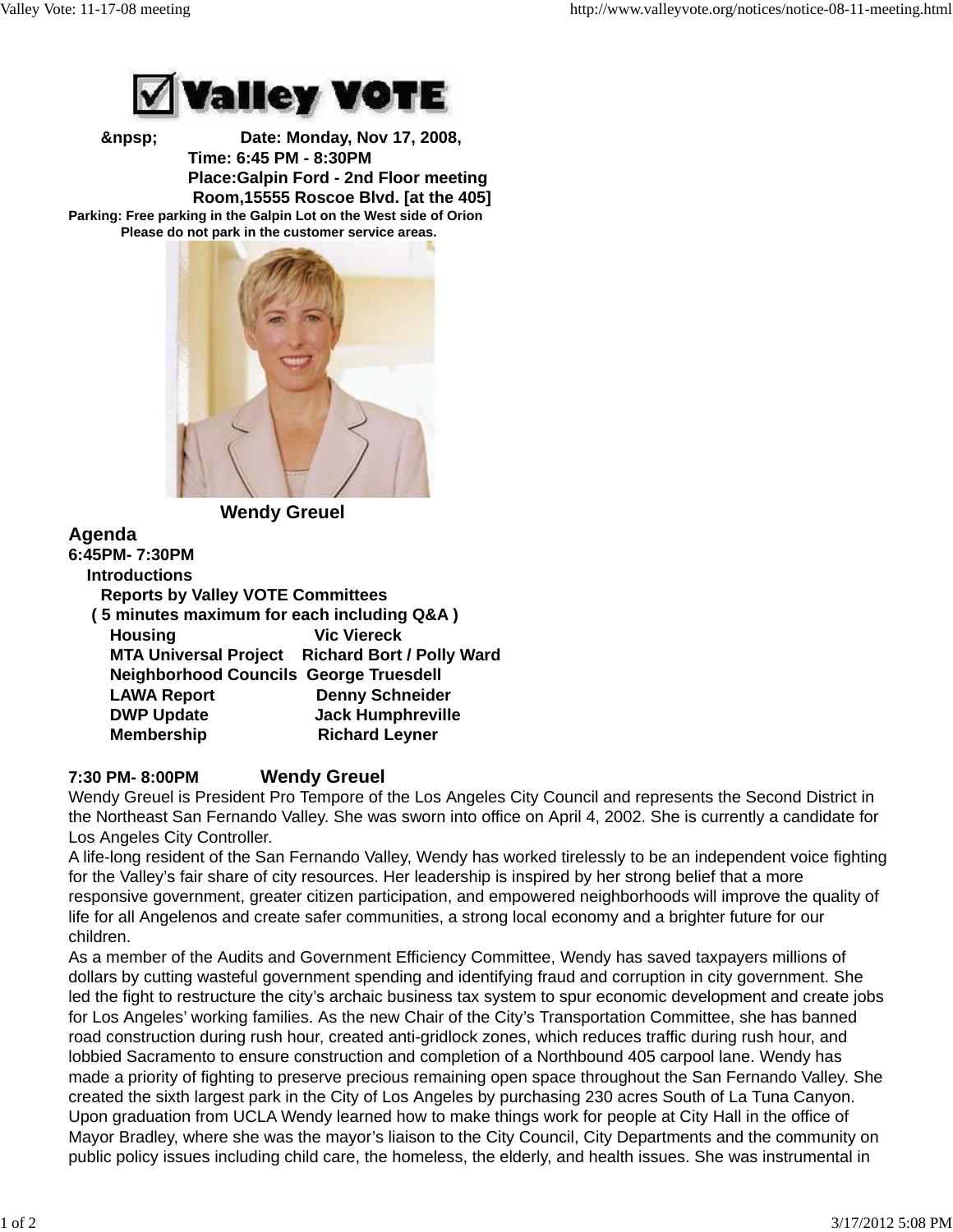**Valley VOTE**

&npsp; **Date: Monday, Nov 17, 2008,**
**Time: 6:45 PM - 8:30PM**
**Place:Galpin Ford - 2nd Floor meeting Room,15555 Roscoe Blvd. [at the 405]**

**Parking: Free parking in the Galpin Lot on the West side of Orion**
**Please do not park in the customer service areas.**

**Wendy Greuel**

## Agenda

**6:45PM- 7:30PM**

**Introductions**

**Reports by Valley VOTE Committees**
**( 5 minutes maximum for each including Q&A )**

| | |
|---|---|
| **Housing** | **Vic Viereck** |
| **MTA Universal Project** | **Richard Bort / Polly Ward** |
| **Neighborhood Councils** | **George Truesdell** |
| **LAWA Report** | **Denny Schneider** |
| **DWP Update** | **Jack Humphreville** |
| **Membership** | **Richard Leyner** |

**7:30 PM- 8:00PM** **Wendy Greuel**

Wendy Greuel is President Pro Tempore of the Los Angeles City Council and represents the Second District in the Northeast San Fernando Valley. She was sworn into office on April 4, 2002. She is currently a candidate for Los Angeles City Controller.

A life-long resident of the San Fernando Valley, Wendy has worked tirelessly to be an independent voice fighting for the Valley's fair share of city resources. Her leadership is inspired by her strong belief that a more responsive government, greater citizen participation, and empowered neighborhoods will improve the quality of life for all Angelenos and create safer communities, a strong local economy and a brighter future for our children.

As a member of the Audits and Government Efficiency Committee, Wendy has saved taxpayers millions of dollars by cutting wasteful government spending and identifying fraud and corruption in city government. She led the fight to restructure the city's archaic business tax system to spur economic development and create jobs for Los Angeles' working families. As the new Chair of the City's Transportation Committee, she has banned road construction during rush hour, created anti-gridlock zones, which reduces traffic during rush hour, and lobbied Sacramento to ensure construction and completion of a Northbound 405 carpool lane. Wendy has made a priority of fighting to preserve precious remaining open space throughout the San Fernando Valley. She created the sixth largest park in the City of Los Angeles by purchasing 230 acres South of La Tuna Canyon.

Upon graduation from UCLA Wendy learned how to make things work for people at City Hall in the office of Mayor Bradley, where she was the mayor's liaison to the City Council, City Departments and the community on public policy issues including child care, the homeless, the elderly, and health issues. She was instrumental in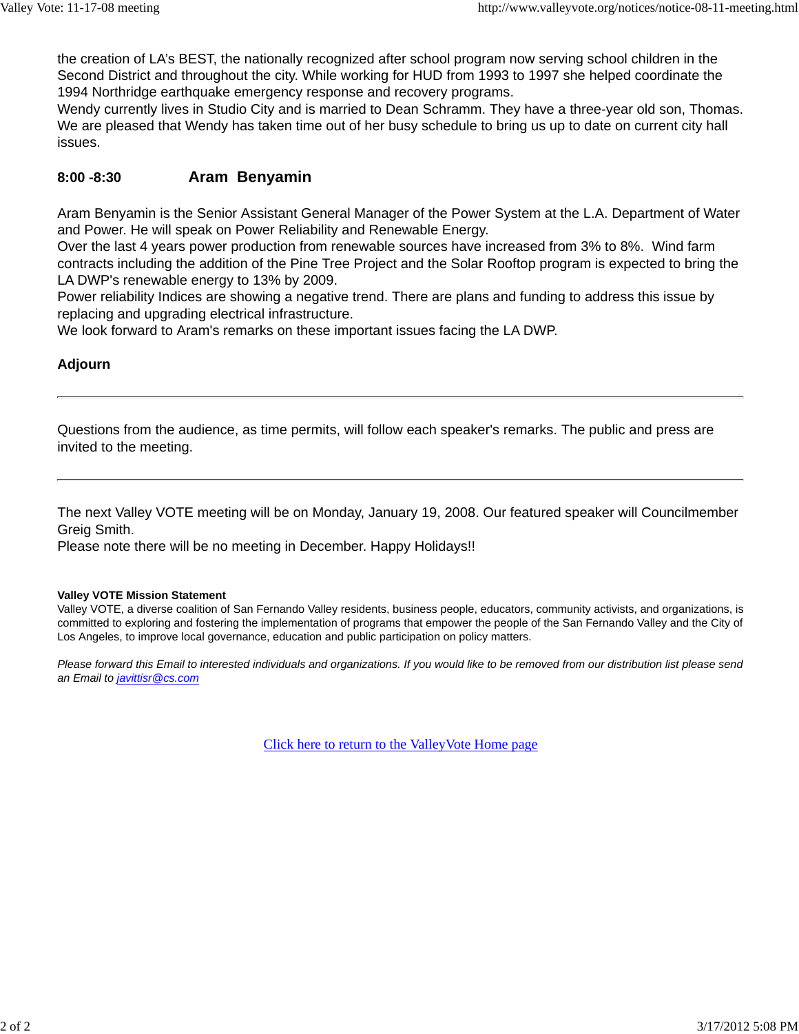the creation of LA's BEST, the nationally recognized after school program now serving school children in the Second District and throughout the city. While working for HUD from 1993 to 1997 she helped coordinate the 1994 Northridge earthquake emergency response and recovery programs.
Wendy currently lives in Studio City and is married to Dean Schramm. They have a three-year old son, Thomas. We are pleased that Wendy has taken time out of her busy schedule to bring us up to date on current city hall issues.

**8:00 -8:30** **Aram Benyamin**

Aram Benyamin is the Senior Assistant General Manager of the Power System at the L.A. Department of Water and Power. He will speak on Power Reliability and Renewable Energy.
Over the last 4 years power production from renewable sources have increased from 3% to 8%. Wind farm contracts including the addition of the Pine Tree Project and the Solar Rooftop program is expected to bring the LA DWP's renewable energy to 13% by 2009.
Power reliability Indices are showing a negative trend. There are plans and funding to address this issue by replacing and upgrading electrical infrastructure.
We look forward to Aram's remarks on these important issues facing the LA DWP.

**Adjourn**

---

Questions from the audience, as time permits, will follow each speaker's remarks. The public and press are invited to the meeting.

---

The next Valley VOTE meeting will be on Monday, January 19, 2008. Our featured speaker will Councilmember Greig Smith.
Please note there will be no meeting in December. Happy Holidays!!

**Valley VOTE Mission Statement**
Valley VOTE, a diverse coalition of San Fernando Valley residents, business people, educators, community activists, and organizations, is committed to exploring and fostering the implementation of programs that empower the people of the San Fernando Valley and the City of Los Angeles, to improve local governance, education and public participation on policy matters.

*Please forward this Email to interested individuals and organizations. If you would like to be removed from our distribution list please send an Email to javittisr@cs.com*

Click here to return to the ValleyVote Home page